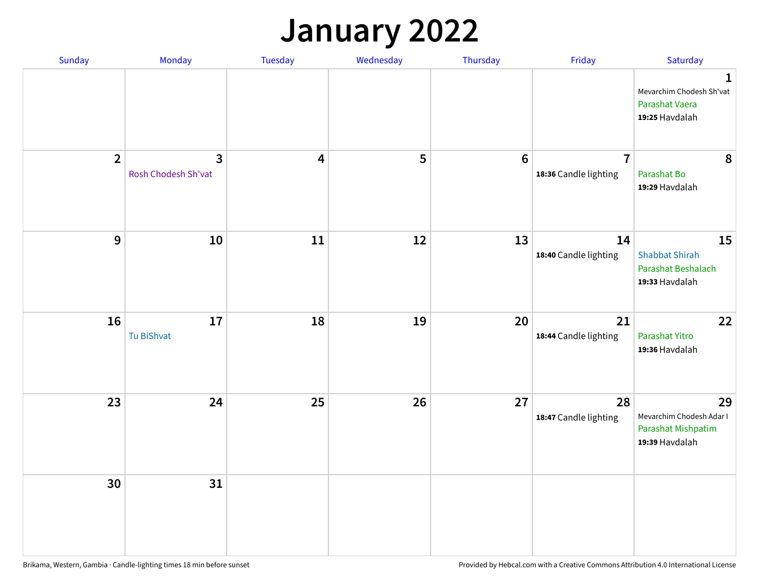# January 2022

| Sunday | Monday | Tuesday | Wednesday | Thursday | Friday | Saturday |
|---|---|---|---|---|---|---|
| | | | | | | **1**<br>Mevarchim Chodesh Sh'vat<br>Parashat Vaera<br>**19:25** Havdalah |
| **2** | **3**<br>Rosh Chodesh Sh'vat | **4** | **5** | **6** | **7**<br>**18:36** Candle lighting | **8**<br>Parashat Bo<br>**19:29** Havdalah |
| **9** | **10** | **11** | **12** | **13** | **14**<br>**18:40** Candle lighting | **15**<br>Shabbat Shirah<br>Parashat Beshalach<br>**19:33** Havdalah |
| **16** | **17**<br>Tu BiShvat | **18** | **19** | **20** | **21**<br>**18:44** Candle lighting | **22**<br>Parashat Yitro<br>**19:36** Havdalah |
| **23** | **24** | **25** | **26** | **27** | **28**<br>**18:47** Candle lighting | **29**<br>Mevarchim Chodesh Adar I<br>Parashat Mishpatim<br>**19:39** Havdalah |
| **30** | **31** | | | | | |

Brikama, Western, Gambia · Candle-lighting times 18 min before sunset

Provided by Hebcal.com with a Creative Commons Attribution 4.0 International License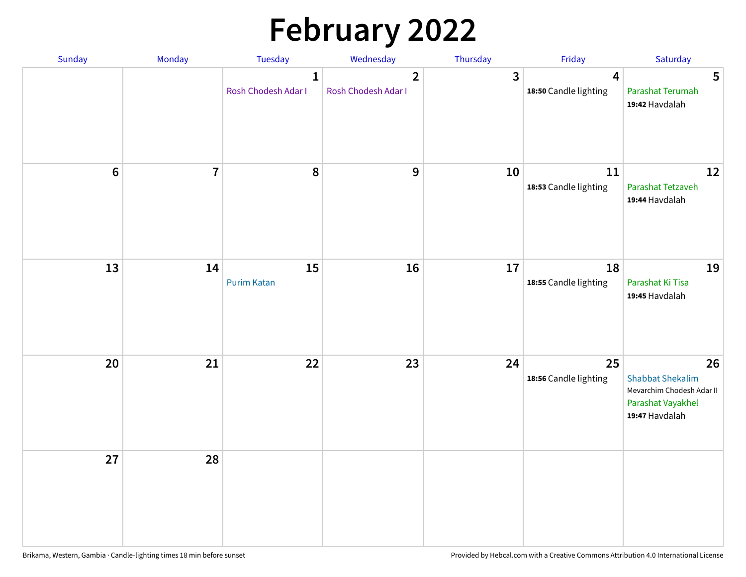# February 2022

| Sunday | Monday | Tuesday | Wednesday | Thursday | Friday | Saturday |
|---|---|---|---|---|---|---|
| | | **1** Rosh Chodesh Adar I | **2** Rosh Chodesh Adar I | **3** | **4** **18:50** Candle lighting | **5** Parashat Terumah **19:42** Havdalah |
| **6** | **7** | **8** | **9** | **10** | **11** **18:53** Candle lighting | **12** Parashat Tetzaveh **19:44** Havdalah |
| **13** | **14** | **15** Purim Katan | **16** | **17** | **18** **18:55** Candle lighting | **19** Parashat Ki Tisa **19:45** Havdalah |
| **20** | **21** | **22** | **23** | **24** | **25** **18:56** Candle lighting | **26** Shabbat Shekalim Mevarchim Chodesh Adar II Parashat Vayakhel **19:47** Havdalah |
| **27** | **28** | | | | | |

Brikama, Western, Gambia · Candle-lighting times 18 min before sunset

Provided by Hebcal.com with a Creative Commons Attribution 4.0 International License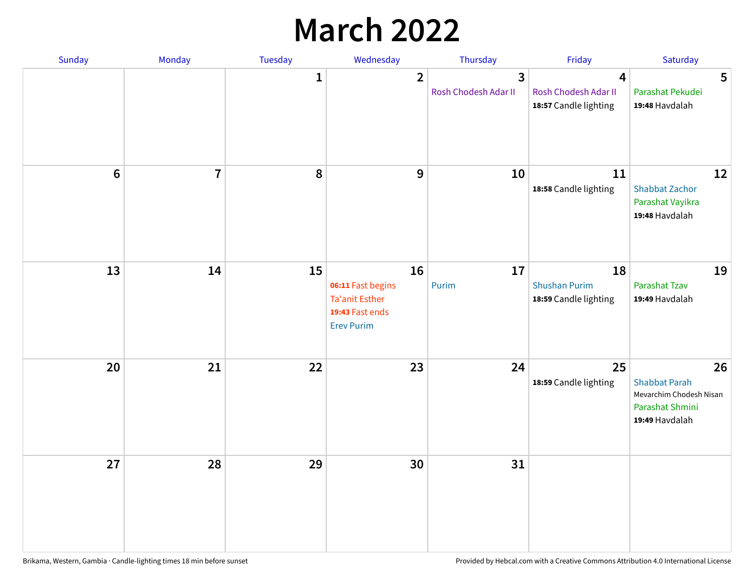# March 2022

| Sunday | Monday | Tuesday | Wednesday | Thursday | Friday | Saturday |
|---|---|---|---|---|---|---|
| | | 1 | 2 | 3<br>Rosh Chodesh Adar II | 4<br>Rosh Chodesh Adar II<br>**18:57** Candle lighting | 5<br>Parashat Pekudei<br>**19:48** Havdalah |
| 6 | 7 | 8 | 9 | 10 | 11<br>**18:58** Candle lighting | 12<br>Shabbat Zachor<br>Parashat Vayikra<br>**19:48** Havdalah |
| 13 | 14 | 15 | 16<br>**06:11** Fast begins<br>Ta'anit Esther<br>**19:43** Fast ends<br>Erev Purim | 17<br>Purim | 18<br>Shushan Purim<br>**18:59** Candle lighting | 19<br>Parashat Tzav<br>**19:49** Havdalah |
| 20 | 21 | 22 | 23 | 24 | 25<br>**18:59** Candle lighting | 26<br>Shabbat Parah<br>Mevarchim Chodesh Nisan<br>Parashat Shmini<br>**19:49** Havdalah |
| 27 | 28 | 29 | 30 | 31 | | |

Brikama, Western, Gambia · Candle-lighting times 18 min before sunset

Provided by Hebcal.com with a Creative Commons Attribution 4.0 International License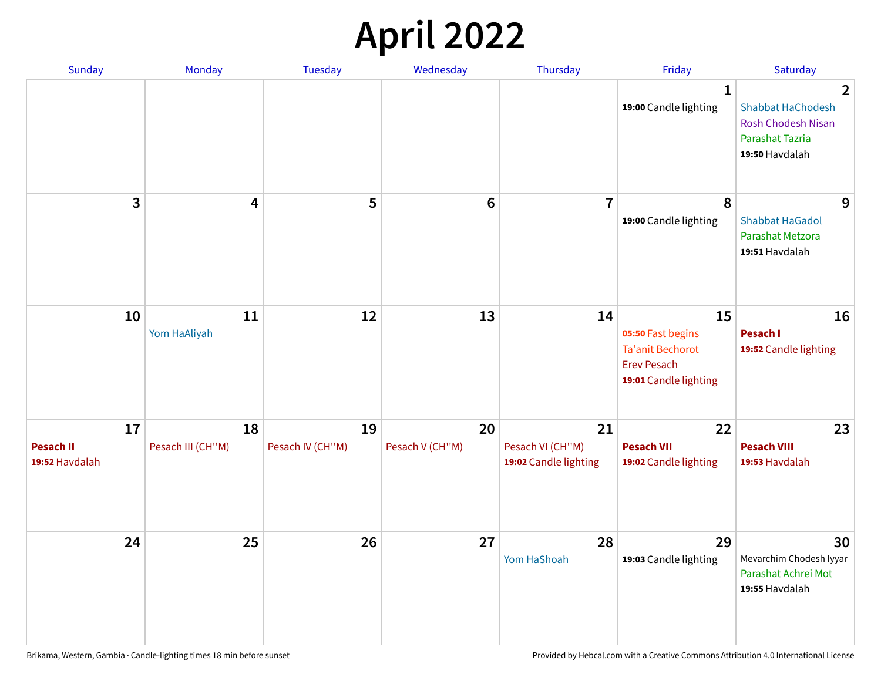# April 2022

| Sunday | Monday | Tuesday | Wednesday | Thursday | Friday | Saturday |
|---|---|---|---|---|---|---|
| | | | | | 1<br>**19:00** Candle lighting | 2<br>Shabbat HaChodesh<br>Rosh Chodesh Nisan<br>Parashat Tazria<br>**19:50** Havdalah |
| 3 | 4 | 5 | 6 | 7 | 8<br>**19:00** Candle lighting | 9<br>Shabbat HaGadol<br>Parashat Metzora<br>**19:51** Havdalah |
| 10 | 11<br>Yom HaAliyah | 12 | 13 | 14 | 15<br>**05:50** Fast begins<br>Ta'anit Bechorot<br>Erev Pesach<br>**19:01** Candle lighting | 16<br>**Pesach I**<br>**19:52** Candle lighting |
| 17<br>**Pesach II**<br>**19:52** Havdalah | 18<br>Pesach III (CH''M) | 19<br>Pesach IV (CH''M) | 20<br>Pesach V (CH''M) | 21<br>Pesach VI (CH''M)<br>**19:02** Candle lighting | 22<br>**Pesach VII**<br>**19:02** Candle lighting | 23<br>**Pesach VIII**<br>**19:53** Havdalah |
| 24 | 25 | 26 | 27 | 28<br>Yom HaShoah | 29<br>**19:03** Candle lighting | 30<br>Mevarchim Chodesh Iyyar<br>Parashat Achrei Mot<br>**19:55** Havdalah |

Brikama, Western, Gambia · Candle-lighting times 18 min before sunset

Provided by Hebcal.com with a Creative Commons Attribution 4.0 International License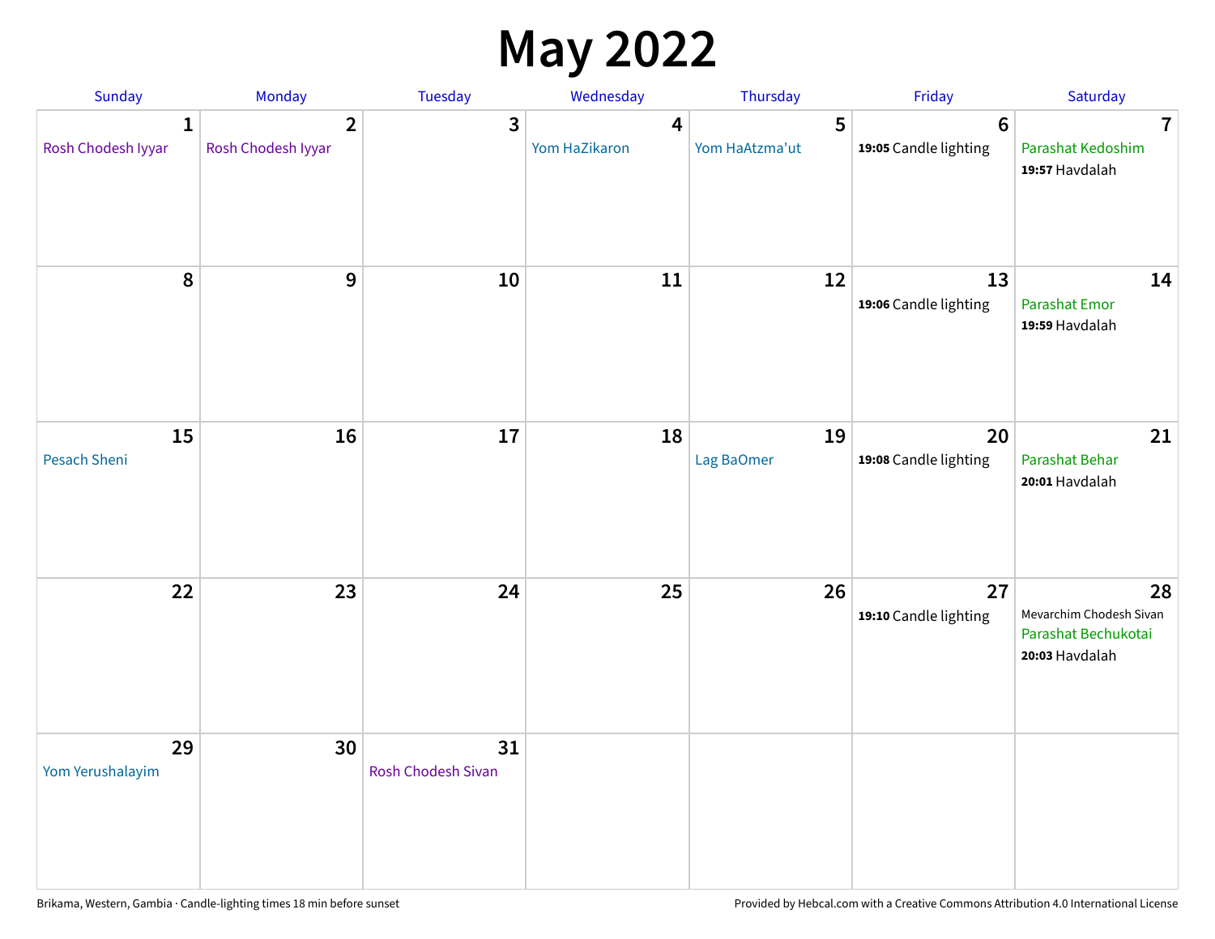# May 2022

| Sunday | Monday | Tuesday | Wednesday | Thursday | Friday | Saturday |
|---|---|---|---|---|---|---|
| **1** Rosh Chodesh Iyyar | **2** Rosh Chodesh Iyyar | **3** | **4** Yom HaZikaron | **5** Yom HaAtzma'ut | **6** **19:05** Candle lighting | **7** Parashat Kedoshim **19:57** Havdalah |
| **8** | **9** | **10** | **11** | **12** | **13** **19:06** Candle lighting | **14** Parashat Emor **19:59** Havdalah |
| **15** Pesach Sheni | **16** | **17** | **18** | **19** Lag BaOmer | **20** **19:08** Candle lighting | **21** Parashat Behar **20:01** Havdalah |
| **22** | **23** | **24** | **25** | **26** | **27** **19:10** Candle lighting | **28** Mevarchim Chodesh Sivan Parashat Bechukotai **20:03** Havdalah |
| **29** Yom Yerushalayim | **30** | **31** Rosh Chodesh Sivan | | | | |

Brikama, Western, Gambia · Candle-lighting times 18 min before sunset

Provided by Hebcal.com with a Creative Commons Attribution 4.0 International License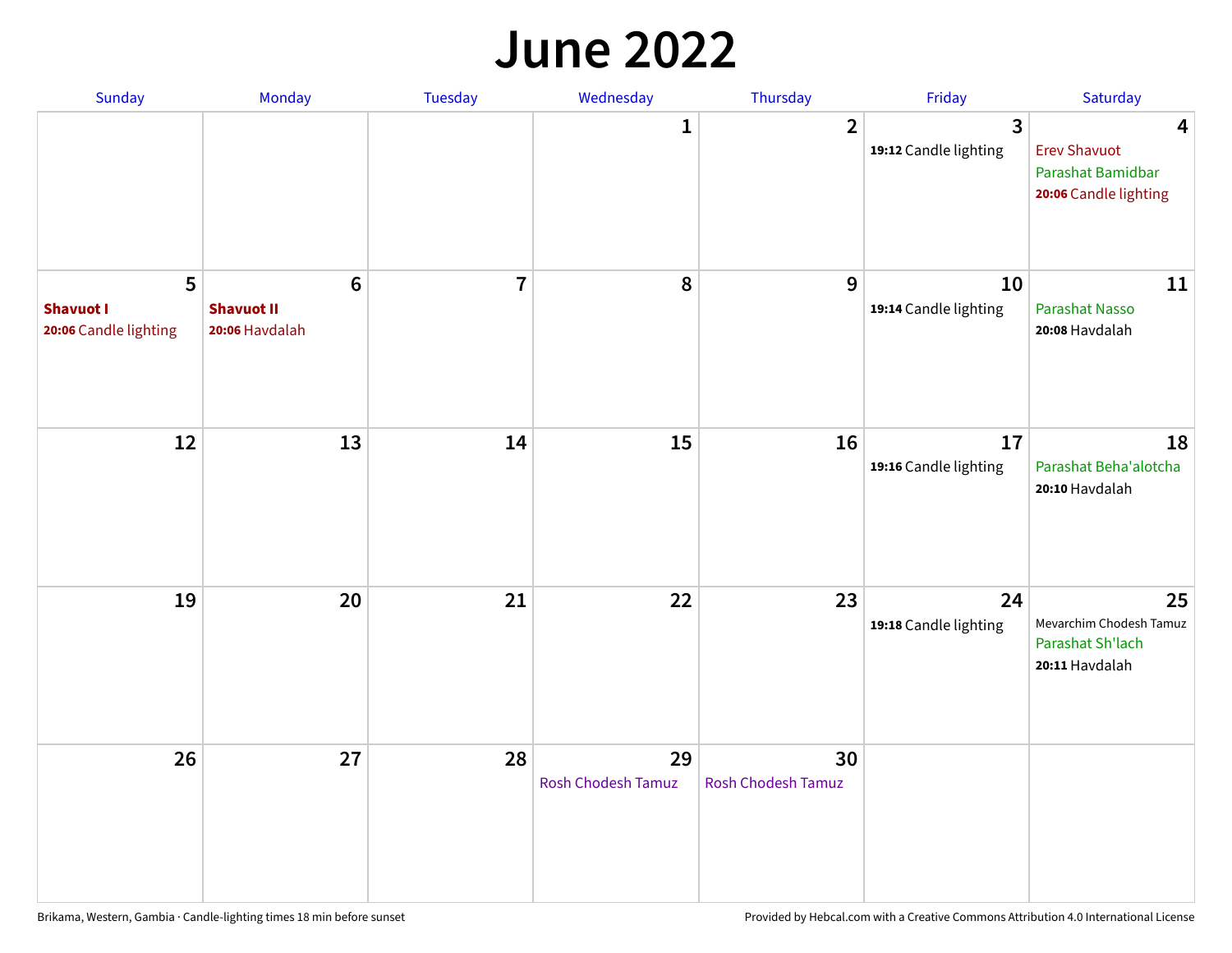# June 2022

| Sunday | Monday | Tuesday | Wednesday | Thursday | Friday | Saturday |
|---|---|---|---|---|---|---|
| | | | 1 | 2 | 3<br>**19:12** Candle lighting | 4<br>Erev Shavuot<br>Parashat Bamidbar<br>**20:06** Candle lighting |
| 5<br>**Shavuot I**<br>**20:06** Candle lighting | 6<br>**Shavuot II**<br>**20:06** Havdalah | 7 | 8 | 9 | 10<br>**19:14** Candle lighting | 11<br>Parashat Nasso<br>**20:08** Havdalah |
| 12 | 13 | 14 | 15 | 16 | 17<br>**19:16** Candle lighting | 18<br>Parashat Beha'alotcha<br>**20:10** Havdalah |
| 19 | 20 | 21 | 22 | 23 | 24<br>**19:18** Candle lighting | 25<br>Mevarchim Chodesh Tamuz<br>Parashat Sh'lach<br>**20:11** Havdalah |
| 26 | 27 | 28 | 29<br>Rosh Chodesh Tamuz | 30<br>Rosh Chodesh Tamuz | | |

Brikama, Western, Gambia · Candle-lighting times 18 min before sunset

Provided by Hebcal.com with a Creative Commons Attribution 4.0 International License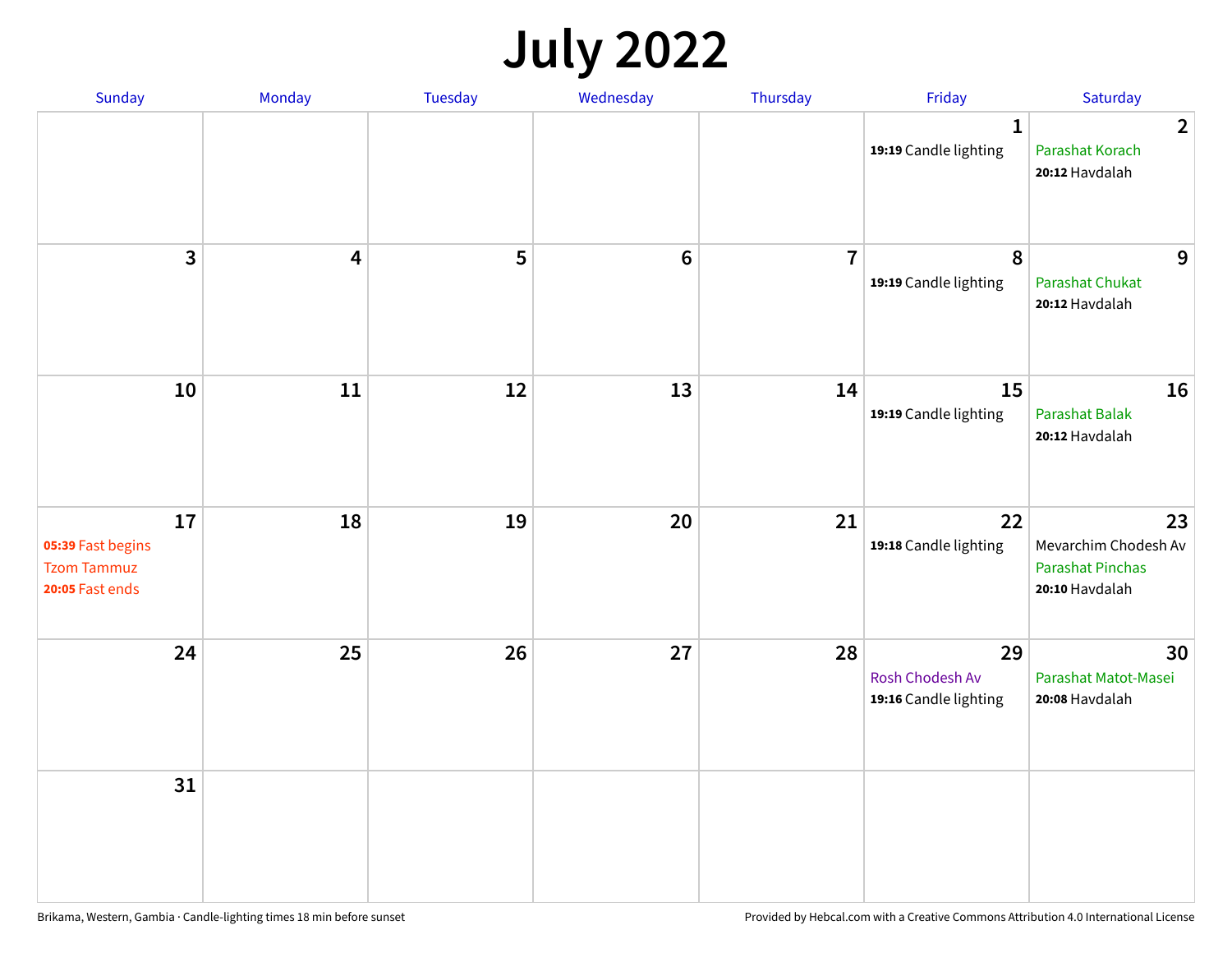# July 2022

| Sunday | Monday | Tuesday | Wednesday | Thursday | Friday | Saturday |
|---|---|---|---|---|---|---|
| | | | | | 1<br>**19:19** Candle lighting | 2<br>Parashat Korach<br>**20:12** Havdalah |
| 3 | 4 | 5 | 6 | 7 | 8<br>**19:19** Candle lighting | 9<br>Parashat Chukat<br>**20:12** Havdalah |
| 10 | 11 | 12 | 13 | 14 | 15<br>**19:19** Candle lighting | 16<br>Parashat Balak<br>**20:12** Havdalah |
| 17<br>**05:39** Fast begins<br>Tzom Tammuz<br>**20:05** Fast ends | 18 | 19 | 20 | 21 | 22<br>**19:18** Candle lighting | 23<br>Mevarchim Chodesh Av<br>Parashat Pinchas<br>**20:10** Havdalah |
| 24 | 25 | 26 | 27 | 28 | 29<br>Rosh Chodesh Av<br>**19:16** Candle lighting | 30<br>Parashat Matot-Masei<br>**20:08** Havdalah |
| 31 | | | | | | |

Brikama, Western, Gambia · Candle-lighting times 18 min before sunset

Provided by Hebcal.com with a Creative Commons Attribution 4.0 International License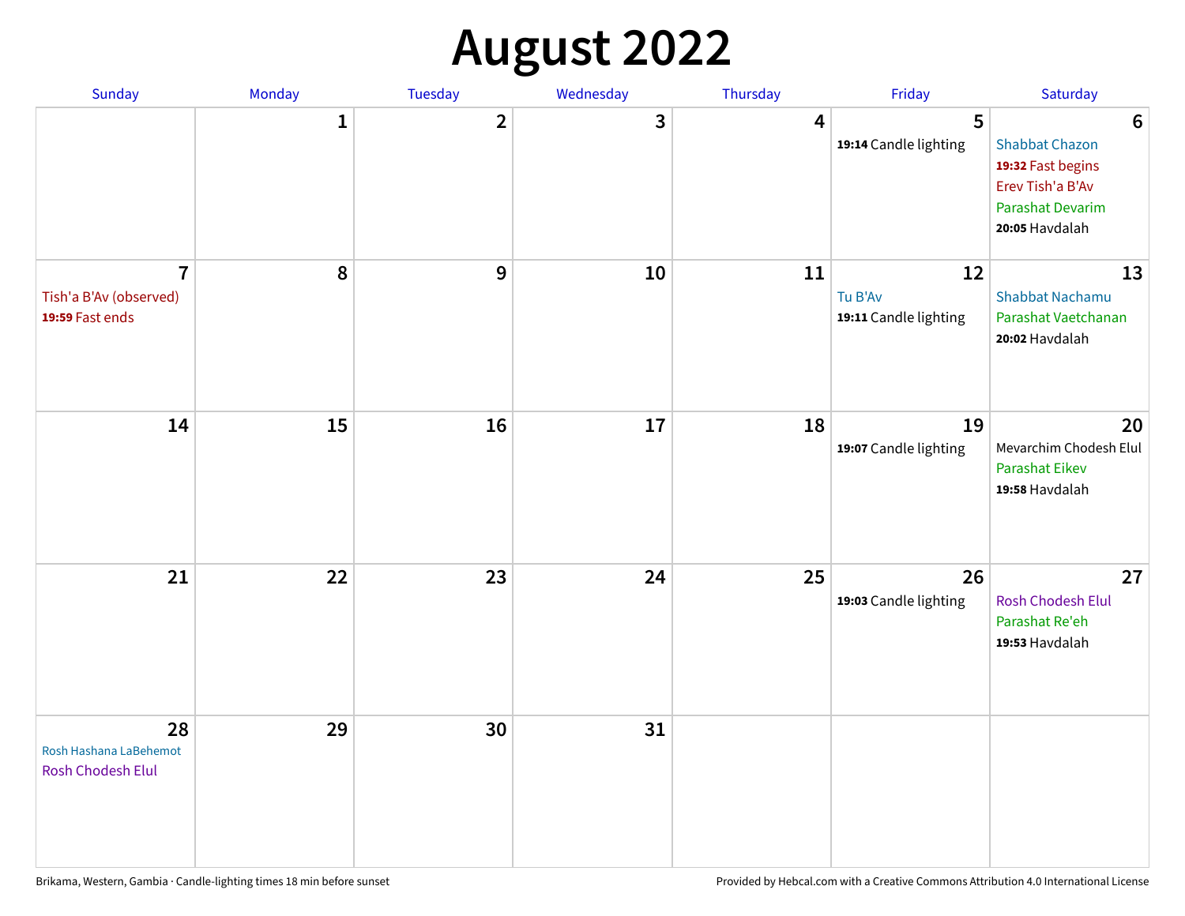# August 2022

| Sunday | Monday | Tuesday | Wednesday | Thursday | Friday | Saturday |
|---|---|---|---|---|---|---|
| | 1 | 2 | 3 | 4 | 5<br>**19:14** Candle lighting | 6<br>Shabbat Chazon<br>**19:32** Fast begins<br>Erev Tish'a B'Av<br>Parashat Devarim<br>**20:05** Havdalah |
| 7<br>Tish'a B'Av (observed)<br>**19:59** Fast ends | 8 | 9 | 10 | 11 | 12<br>Tu B'Av<br>**19:11** Candle lighting | 13<br>Shabbat Nachamu<br>Parashat Vaetchanan<br>**20:02** Havdalah |
| 14 | 15 | 16 | 17 | 18 | 19<br>**19:07** Candle lighting | 20<br>Mevarchim Chodesh Elul<br>Parashat Eikev<br>**19:58** Havdalah |
| 21 | 22 | 23 | 24 | 25 | 26<br>**19:03** Candle lighting | 27<br>Rosh Chodesh Elul<br>Parashat Re'eh<br>**19:53** Havdalah |
| 28<br>Rosh Hashana LaBehemot<br>Rosh Chodesh Elul | 29 | 30 | 31 | | | |

Brikama, Western, Gambia · Candle-lighting times 18 min before sunset

Provided by Hebcal.com with a Creative Commons Attribution 4.0 International License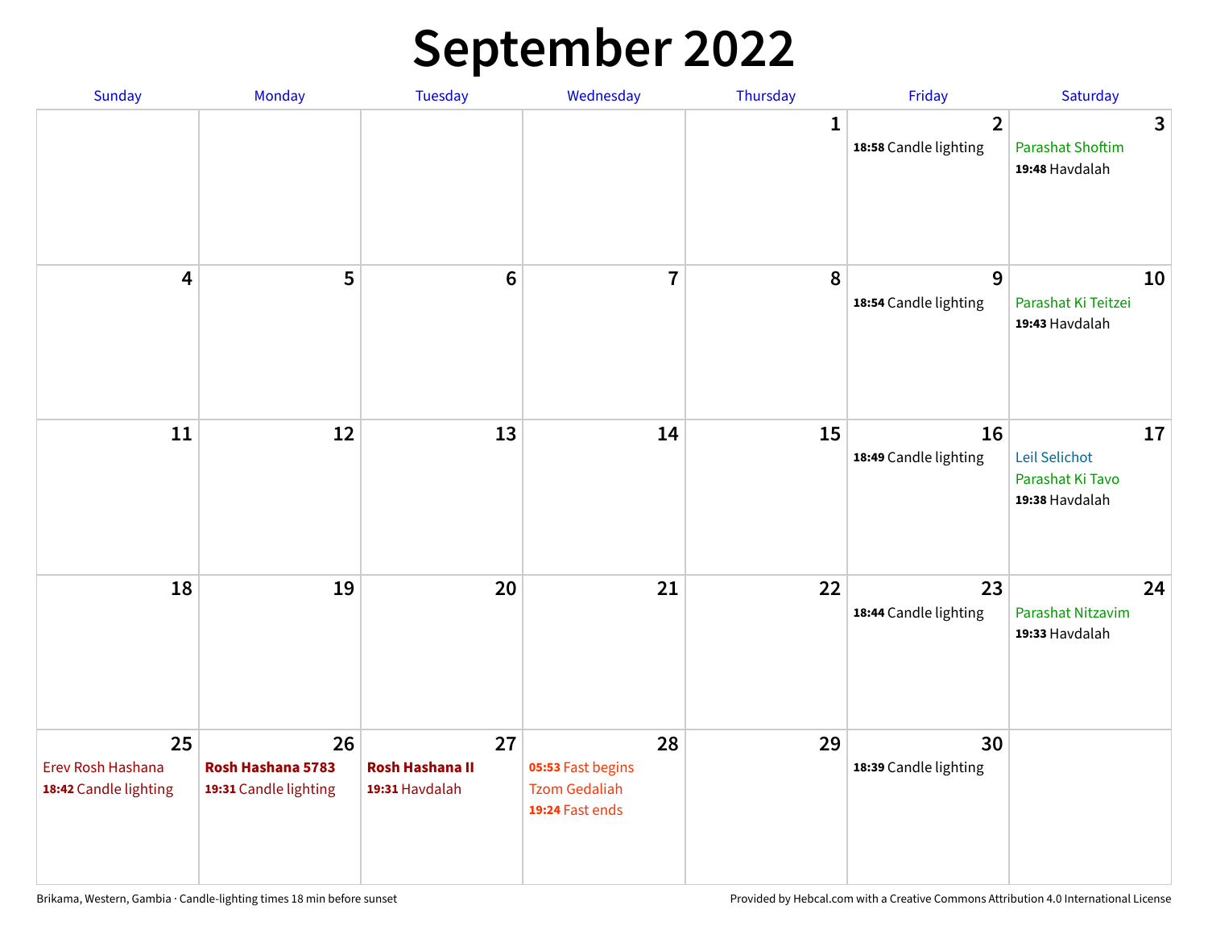# September 2022

| Sunday | Monday | Tuesday | Wednesday | Thursday | Friday | Saturday |
|---|---|---|---|---|---|---|
| | | | | 1 | 2<br>**18:58** Candle lighting | 3<br>Parashat Shoftim<br>**19:48** Havdalah |
| 4 | 5 | 6 | 7 | 8 | 9<br>**18:54** Candle lighting | 10<br>Parashat Ki Teitzei<br>**19:43** Havdalah |
| 11 | 12 | 13 | 14 | 15 | 16<br>**18:49** Candle lighting | 17<br>Leil Selichot<br>Parashat Ki Tavo<br>**19:38** Havdalah |
| 18 | 19 | 20 | 21 | 22 | 23<br>**18:44** Candle lighting | 24<br>Parashat Nitzavim<br>**19:33** Havdalah |
| 25<br>Erev Rosh Hashana<br>**18:42** Candle lighting | 26<br>**Rosh Hashana 5783**<br>**19:31** Candle lighting | 27<br>**Rosh Hashana II**<br>**19:31** Havdalah | 28<br>**05:53** Fast begins<br>Tzom Gedaliah<br>**19:24** Fast ends | 29 | 30<br>**18:39** Candle lighting | |

Brikama, Western, Gambia · Candle-lighting times 18 min before sunset

Provided by Hebcal.com with a Creative Commons Attribution 4.0 International License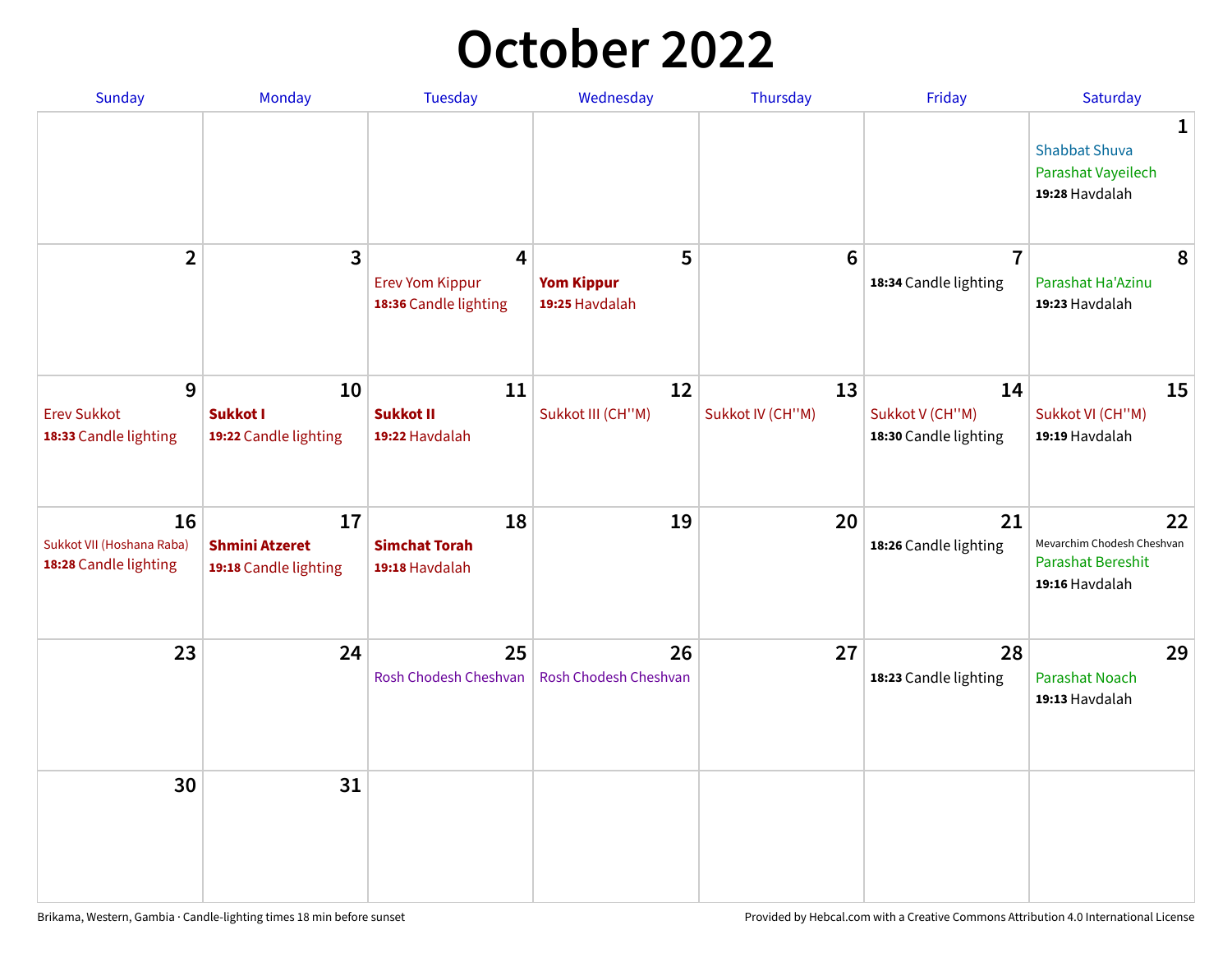# October 2022

| Sunday | Monday | Tuesday | Wednesday | Thursday | Friday | Saturday |
|---|---|---|---|---|---|---|
| | | | | | | **1** Shabbat Shuva Parashat Vayeilech **19:28** Havdalah |
| **2** | **3** | **4** Erev Yom Kippur **18:36** Candle lighting | **5** **Yom Kippur** **19:25** Havdalah | **6** | **7** **18:34** Candle lighting | **8** Parashat Ha'Azinu **19:23** Havdalah |
| **9** Erev Sukkot **18:33** Candle lighting | **10** **Sukkot I** **19:22** Candle lighting | **11** **Sukkot II** **19:22** Havdalah | **12** Sukkot III (CH''M) | **13** Sukkot IV (CH''M) | **14** Sukkot V (CH''M) **18:30** Candle lighting | **15** Sukkot VI (CH''M) **19:19** Havdalah |
| **16** Sukkot VII (Hoshana Raba) **18:28** Candle lighting | **17** **Shmini Atzeret** **19:18** Candle lighting | **18** **Simchat Torah** **19:18** Havdalah | **19** | **20** | **21** **18:26** Candle lighting | **22** Mevarchim Chodesh Cheshvan Parashat Bereshit **19:16** Havdalah |
| **23** | **24** | **25** Rosh Chodesh Cheshvan | **26** Rosh Chodesh Cheshvan | **27** | **28** **18:23** Candle lighting | **29** Parashat Noach **19:13** Havdalah |
| **30** | **31** | | | | | |

Brikama, Western, Gambia · Candle-lighting times 18 min before sunset

Provided by Hebcal.com with a Creative Commons Attribution 4.0 International License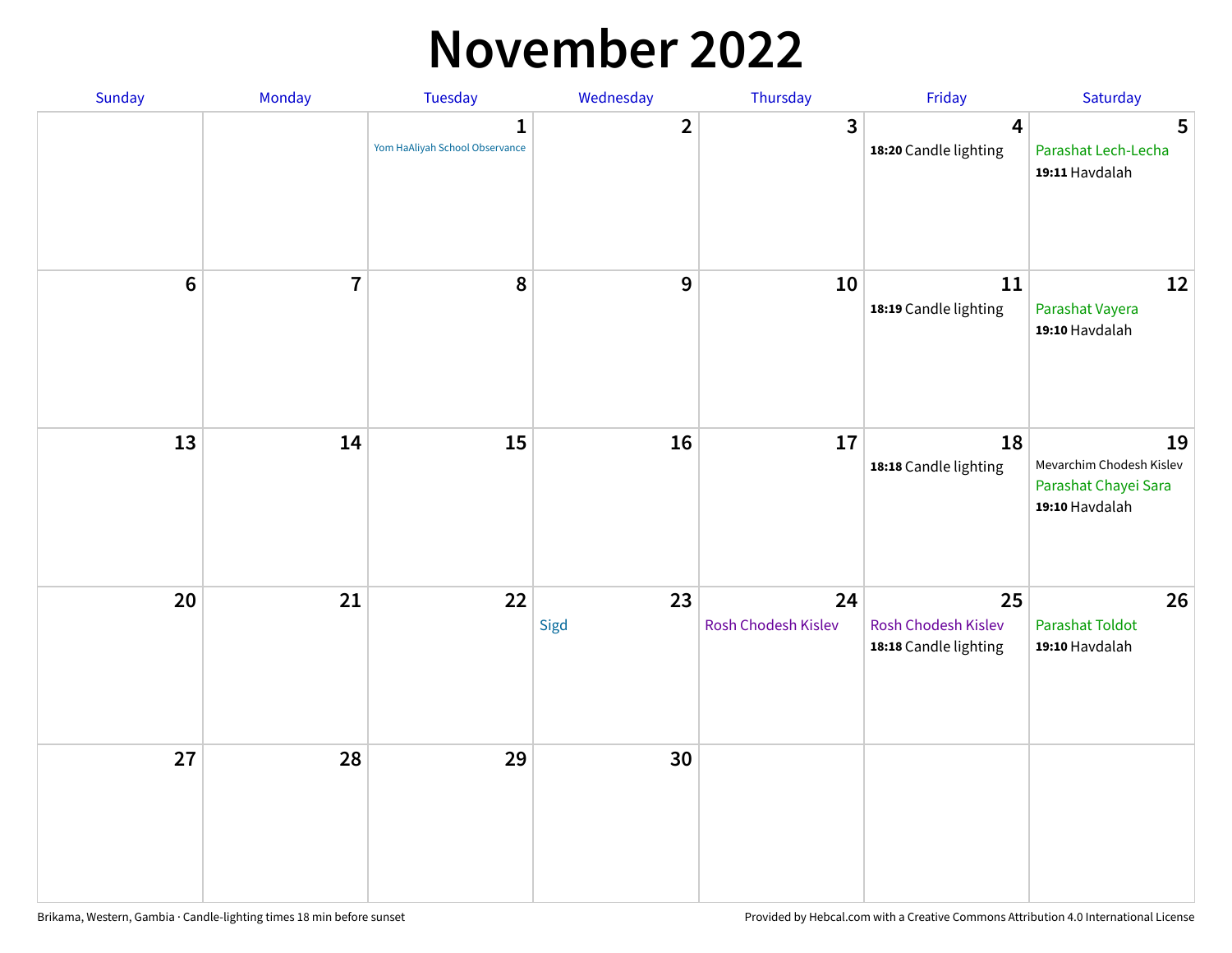# November 2022

| Sunday | Monday | Tuesday | Wednesday | Thursday | Friday | Saturday |
|---|---|---|---|---|---|---|
| | | 1<br>Yom HaAliyah School Observance | 2 | 3 | 4<br>**18:20** Candle lighting | 5<br>Parashat Lech-Lecha<br>**19:11** Havdalah |
| 6 | 7 | 8 | 9 | 10 | 11<br>**18:19** Candle lighting | 12<br>Parashat Vayera<br>**19:10** Havdalah |
| 13 | 14 | 15 | 16 | 17 | 18<br>**18:18** Candle lighting | 19<br>Mevarchim Chodesh Kislev<br>Parashat Chayei Sara<br>**19:10** Havdalah |
| 20 | 21 | 22 | 23<br>Sigd | 24<br>Rosh Chodesh Kislev | 25<br>Rosh Chodesh Kislev<br>**18:18** Candle lighting | 26<br>Parashat Toldot<br>**19:10** Havdalah |
| 27 | 28 | 29 | 30 | | | |

Brikama, Western, Gambia · Candle-lighting times 18 min before sunset

Provided by Hebcal.com with a Creative Commons Attribution 4.0 International License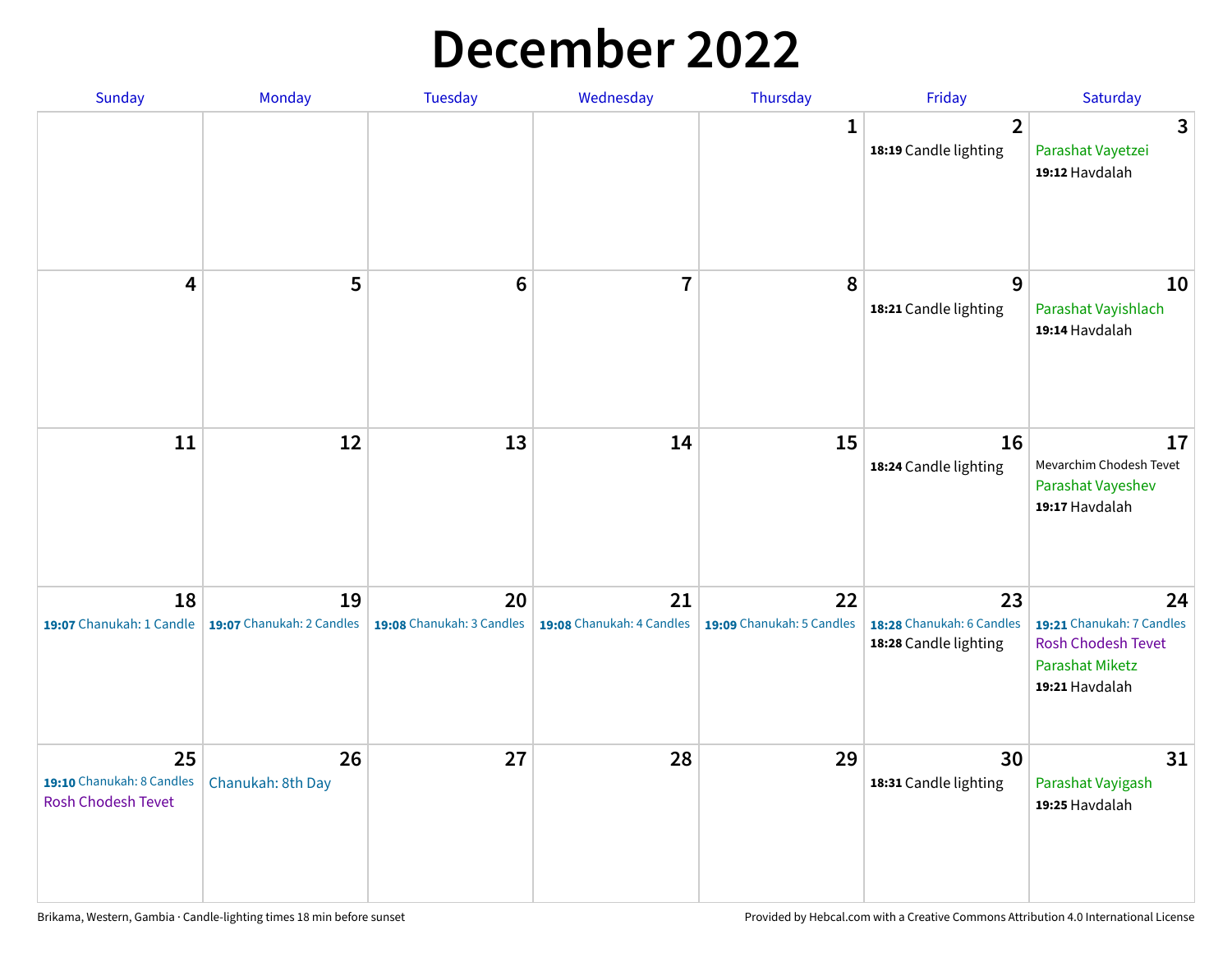# December 2022

| Sunday | Monday | Tuesday | Wednesday | Thursday | Friday | Saturday |
| --- | --- | --- | --- | --- | --- | --- |
| | | | | 1 | 2<br>**18:19** Candle lighting | 3<br>Parashat Vayetzei<br>**19:12** Havdalah |
| 4 | 5 | 6 | 7 | 8 | 9<br>**18:21** Candle lighting | 10<br>Parashat Vayishlach<br>**19:14** Havdalah |
| 11 | 12 | 13 | 14 | 15 | 16<br>**18:24** Candle lighting | 17<br>Mevarchim Chodesh Tevet<br>Parashat Vayeshev<br>**19:17** Havdalah |
| 18<br>**19:07** Chanukah: 1 Candle | 19<br>**19:07** Chanukah: 2 Candles | 20<br>**19:08** Chanukah: 3 Candles | 21<br>**19:08** Chanukah: 4 Candles | 22<br>**19:09** Chanukah: 5 Candles | 23<br>**18:28** Chanukah: 6 Candles<br>**18:28** Candle lighting | 24<br>**19:21** Chanukah: 7 Candles<br>Rosh Chodesh Tevet<br>Parashat Miketz<br>**19:21** Havdalah |
| 25<br>**19:10** Chanukah: 8 Candles<br>Rosh Chodesh Tevet | 26<br>Chanukah: 8th Day | 27 | 28 | 29 | 30<br>**18:31** Candle lighting | 31<br>Parashat Vayigash<br>**19:25** Havdalah |

Brikama, Western, Gambia · Candle-lighting times 18 min before sunset

Provided by Hebcal.com with a Creative Commons Attribution 4.0 International License